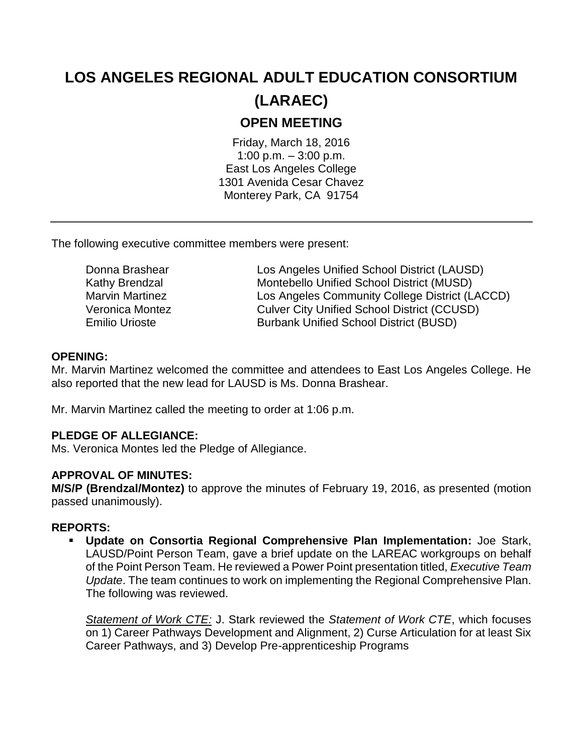# LOS ANGELES REGIONAL ADULT EDUCATION CONSORTIUM (LARAEC)

## OPEN MEETING

Friday, March 18, 2016
1:00 p.m. – 3:00 p.m.
East Los Angeles College
1301 Avenida Cesar Chavez
Monterey Park, CA 91754

---

The following executive committee members were present:

| | |
|---|---|
| Donna Brashear | Los Angeles Unified School District (LAUSD) |
| Kathy Brendzal | Montebello Unified School District (MUSD) |
| Marvin Martinez | Los Angeles Community College District (LACCD) |
| Veronica Montez | Culver City Unified School District (CCUSD) |
| Emilio Urioste | Burbank Unified School District (BUSD) |

**OPENING:**
Mr. Marvin Martinez welcomed the committee and attendees to East Los Angeles College. He also reported that the new lead for LAUSD is Ms. Donna Brashear.

Mr. Marvin Martinez called the meeting to order at 1:06 p.m.

**PLEDGE OF ALLEGIANCE:**
Ms. Veronica Montes led the Pledge of Allegiance.

**APPROVAL OF MINUTES:**
**M/S/P (Brendzal/Montez)** to approve the minutes of February 19, 2016, as presented (motion passed unanimously).

**REPORTS:**

- **Update on Consortia Regional Comprehensive Plan Implementation:** Joe Stark, LAUSD/Point Person Team, gave a brief update on the LAREAC workgroups on behalf of the Point Person Team. He reviewed a Power Point presentation titled, *Executive Team Update*. The team continues to work on implementing the Regional Comprehensive Plan. The following was reviewed.

  *Statement of Work CTE:* J. Stark reviewed the *Statement of Work CTE*, which focuses on 1) Career Pathways Development and Alignment, 2) Curse Articulation for at least Six Career Pathways, and 3) Develop Pre-apprenticeship Programs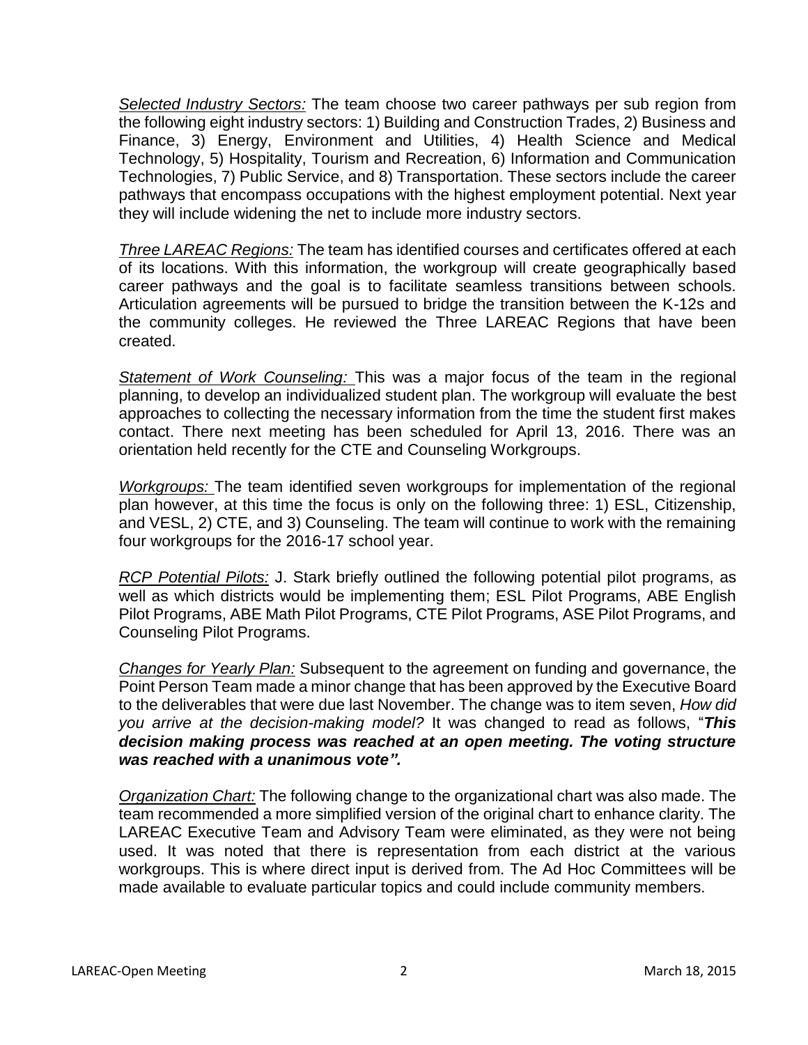*<u>Selected Industry Sectors:</u>* The team choose two career pathways per sub region from the following eight industry sectors: 1) Building and Construction Trades, 2) Business and Finance, 3) Energy, Environment and Utilities, 4) Health Science and Medical Technology, 5) Hospitality, Tourism and Recreation, 6) Information and Communication Technologies, 7) Public Service, and 8) Transportation. These sectors include the career pathways that encompass occupations with the highest employment potential. Next year they will include widening the net to include more industry sectors.

*<u>Three LAREAC Regions:</u>* The team has identified courses and certificates offered at each of its locations. With this information, the workgroup will create geographically based career pathways and the goal is to facilitate seamless transitions between schools. Articulation agreements will be pursued to bridge the transition between the K-12s and the community colleges. He reviewed the Three LAREAC Regions that have been created.

*<u>Statement of Work Counseling:</u>* This was a major focus of the team in the regional planning, to develop an individualized student plan. The workgroup will evaluate the best approaches to collecting the necessary information from the time the student first makes contact. There next meeting has been scheduled for April 13, 2016. There was an orientation held recently for the CTE and Counseling Workgroups.

*<u>Workgroups:</u>* The team identified seven workgroups for implementation of the regional plan however, at this time the focus is only on the following three: 1) ESL, Citizenship, and VESL, 2) CTE, and 3) Counseling. The team will continue to work with the remaining four workgroups for the 2016-17 school year.

*<u>RCP Potential Pilots:</u>* J. Stark briefly outlined the following potential pilot programs, as well as which districts would be implementing them; ESL Pilot Programs, ABE English Pilot Programs, ABE Math Pilot Programs, CTE Pilot Programs, ASE Pilot Programs, and Counseling Pilot Programs.

*<u>Changes for Yearly Plan:</u>* Subsequent to the agreement on funding and governance, the Point Person Team made a minor change that has been approved by the Executive Board to the deliverables that were due last November. The change was to item seven, *How did you arrive at the decision-making model?* It was changed to read as follows, "***This decision making process was reached at an open meeting. The voting structure was reached with a unanimous vote".***

*<u>Organization Chart:</u>* The following change to the organizational chart was also made. The team recommended a more simplified version of the original chart to enhance clarity. The LAREAC Executive Team and Advisory Team were eliminated, as they were not being used. It was noted that there is representation from each district at the various workgroups. This is where direct input is derived from. The Ad Hoc Committees will be made available to evaluate particular topics and could include community members.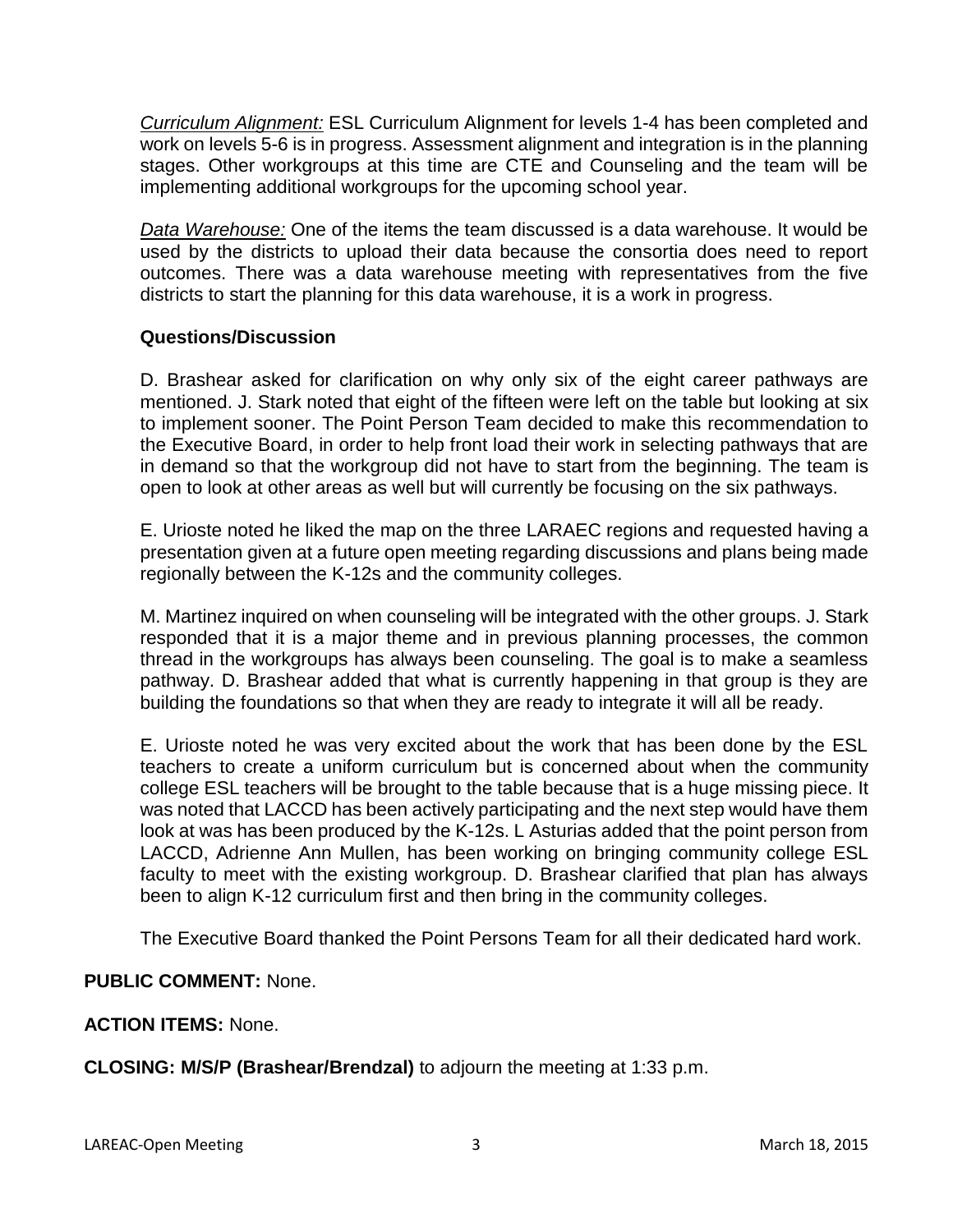*Curriculum Alignment:* ESL Curriculum Alignment for levels 1-4 has been completed and work on levels 5-6 is in progress. Assessment alignment and integration is in the planning stages. Other workgroups at this time are CTE and Counseling and the team will be implementing additional workgroups for the upcoming school year.

*Data Warehouse:* One of the items the team discussed is a data warehouse. It would be used by the districts to upload their data because the consortia does need to report outcomes. There was a data warehouse meeting with representatives from the five districts to start the planning for this data warehouse, it is a work in progress.

**Questions/Discussion**

D. Brashear asked for clarification on why only six of the eight career pathways are mentioned. J. Stark noted that eight of the fifteen were left on the table but looking at six to implement sooner. The Point Person Team decided to make this recommendation to the Executive Board, in order to help front load their work in selecting pathways that are in demand so that the workgroup did not have to start from the beginning. The team is open to look at other areas as well but will currently be focusing on the six pathways.

E. Urioste noted he liked the map on the three LARAEC regions and requested having a presentation given at a future open meeting regarding discussions and plans being made regionally between the K-12s and the community colleges.

M. Martinez inquired on when counseling will be integrated with the other groups. J. Stark responded that it is a major theme and in previous planning processes, the common thread in the workgroups has always been counseling. The goal is to make a seamless pathway. D. Brashear added that what is currently happening in that group is they are building the foundations so that when they are ready to integrate it will all be ready.

E. Urioste noted he was very excited about the work that has been done by the ESL teachers to create a uniform curriculum but is concerned about when the community college ESL teachers will be brought to the table because that is a huge missing piece. It was noted that LACCD has been actively participating and the next step would have them look at was has been produced by the K-12s. L Asturias added that the point person from LACCD, Adrienne Ann Mullen, has been working on bringing community college ESL faculty to meet with the existing workgroup. D. Brashear clarified that plan has always been to align K-12 curriculum first and then bring in the community colleges.

The Executive Board thanked the Point Persons Team for all their dedicated hard work.

**PUBLIC COMMENT:** None.

**ACTION ITEMS:** None.

**CLOSING: M/S/P (Brashear/Brendzal)** to adjourn the meeting at 1:33 p.m.